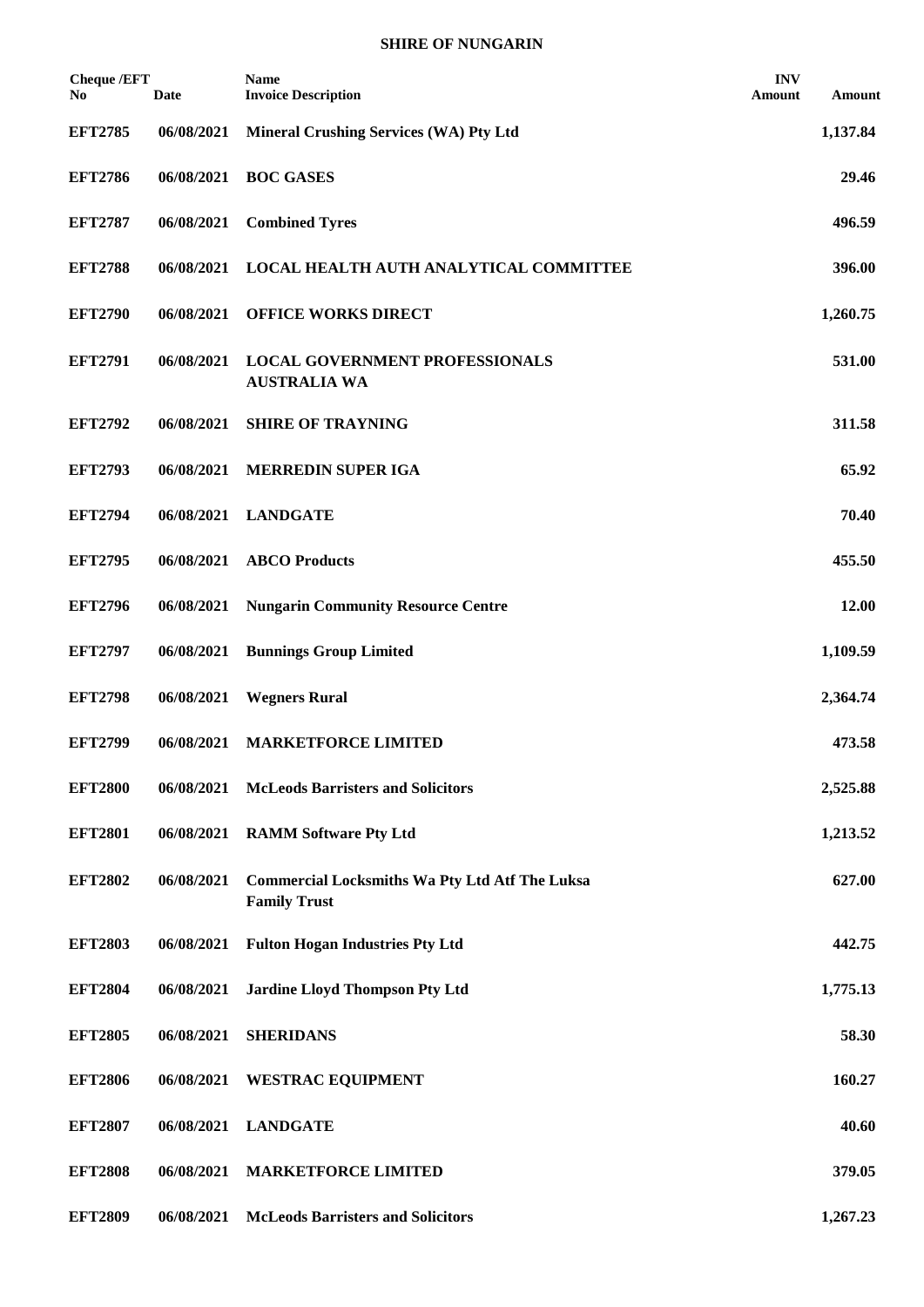**SHIRE OF NUNGARIN**

| Cheque /EFT No | Date | Name<br>Invoice Description | INV Amount | Amount |
|---|---|---|---|---|
| **EFT2785** | **06/08/2021** | **Mineral Crushing Services (WA) Pty Ltd** | | **1,137.84** |
| **EFT2786** | **06/08/2021** | **BOC GASES** | | **29.46** |
| **EFT2787** | **06/08/2021** | **Combined Tyres** | | **496.59** |
| **EFT2788** | **06/08/2021** | **LOCAL HEALTH AUTH ANALYTICAL COMMITTEE** | | **396.00** |
| **EFT2790** | **06/08/2021** | **OFFICE WORKS DIRECT** | | **1,260.75** |
| **EFT2791** | **06/08/2021** | **LOCAL GOVERNMENT PROFESSIONALS AUSTRALIA WA** | | **531.00** |
| **EFT2792** | **06/08/2021** | **SHIRE OF TRAYNING** | | **311.58** |
| **EFT2793** | **06/08/2021** | **MERREDIN SUPER IGA** | | **65.92** |
| **EFT2794** | **06/08/2021** | **LANDGATE** | | **70.40** |
| **EFT2795** | **06/08/2021** | **ABCO Products** | | **455.50** |
| **EFT2796** | **06/08/2021** | **Nungarin Community Resource Centre** | | **12.00** |
| **EFT2797** | **06/08/2021** | **Bunnings Group Limited** | | **1,109.59** |
| **EFT2798** | **06/08/2021** | **Wegners Rural** | | **2,364.74** |
| **EFT2799** | **06/08/2021** | **MARKETFORCE LIMITED** | | **473.58** |
| **EFT2800** | **06/08/2021** | **McLeods Barristers and Solicitors** | | **2,525.88** |
| **EFT2801** | **06/08/2021** | **RAMM Software Pty Ltd** | | **1,213.52** |
| **EFT2802** | **06/08/2021** | **Commercial Locksmiths Wa Pty Ltd Atf The Luksa Family Trust** | | **627.00** |
| **EFT2803** | **06/08/2021** | **Fulton Hogan Industries Pty Ltd** | | **442.75** |
| **EFT2804** | **06/08/2021** | **Jardine Lloyd Thompson Pty Ltd** | | **1,775.13** |
| **EFT2805** | **06/08/2021** | **SHERIDANS** | | **58.30** |
| **EFT2806** | **06/08/2021** | **WESTRAC EQUIPMENT** | | **160.27** |
| **EFT2807** | **06/08/2021** | **LANDGATE** | | **40.60** |
| **EFT2808** | **06/08/2021** | **MARKETFORCE LIMITED** | | **379.05** |
| **EFT2809** | **06/08/2021** | **McLeods Barristers and Solicitors** | | **1,267.23** |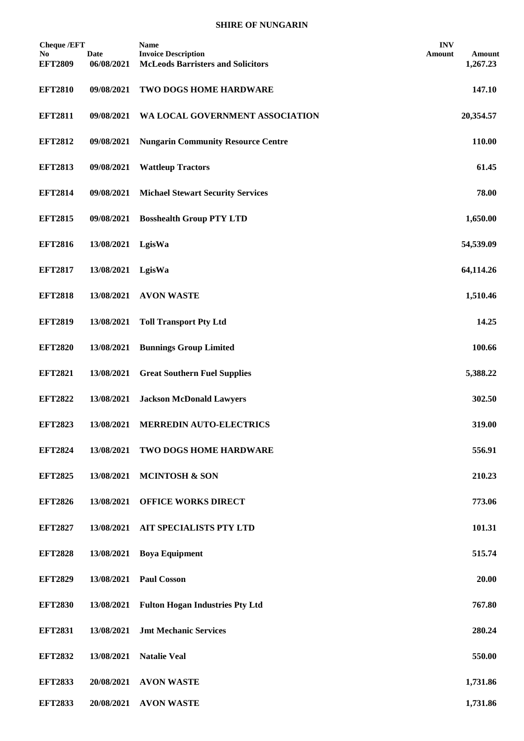**SHIRE OF NUNGARIN**

| Cheque /EFT No | Date | Name Invoice Description | INV Amount | Amount |
|---|---|---|---|---|
| EFT2809 | 06/08/2021 | McLeods Barristers and Solicitors | | 1,267.23 |
| EFT2810 | 09/08/2021 | TWO DOGS HOME HARDWARE | | 147.10 |
| EFT2811 | 09/08/2021 | WA LOCAL GOVERNMENT ASSOCIATION | | 20,354.57 |
| EFT2812 | 09/08/2021 | Nungarin Community Resource Centre | | 110.00 |
| EFT2813 | 09/08/2021 | Wattleup Tractors | | 61.45 |
| EFT2814 | 09/08/2021 | Michael Stewart Security Services | | 78.00 |
| EFT2815 | 09/08/2021 | Bosshealth Group PTY LTD | | 1,650.00 |
| EFT2816 | 13/08/2021 | LgisWa | | 54,539.09 |
| EFT2817 | 13/08/2021 | LgisWa | | 64,114.26 |
| EFT2818 | 13/08/2021 | AVON WASTE | | 1,510.46 |
| EFT2819 | 13/08/2021 | Toll Transport Pty Ltd | | 14.25 |
| EFT2820 | 13/08/2021 | Bunnings Group Limited | | 100.66 |
| EFT2821 | 13/08/2021 | Great Southern Fuel Supplies | | 5,388.22 |
| EFT2822 | 13/08/2021 | Jackson McDonald Lawyers | | 302.50 |
| EFT2823 | 13/08/2021 | MERREDIN AUTO-ELECTRICS | | 319.00 |
| EFT2824 | 13/08/2021 | TWO DOGS HOME HARDWARE | | 556.91 |
| EFT2825 | 13/08/2021 | MCINTOSH & SON | | 210.23 |
| EFT2826 | 13/08/2021 | OFFICE WORKS DIRECT | | 773.06 |
| EFT2827 | 13/08/2021 | AIT SPECIALISTS PTY LTD | | 101.31 |
| EFT2828 | 13/08/2021 | Boya Equipment | | 515.74 |
| EFT2829 | 13/08/2021 | Paul Cosson | | 20.00 |
| EFT2830 | 13/08/2021 | Fulton Hogan Industries Pty Ltd | | 767.80 |
| EFT2831 | 13/08/2021 | Jmt Mechanic Services | | 280.24 |
| EFT2832 | 13/08/2021 | Natalie Veal | | 550.00 |
| EFT2833 | 20/08/2021 | AVON WASTE | | 1,731.86 |
| EFT2833 | 20/08/2021 | AVON WASTE | | 1,731.86 |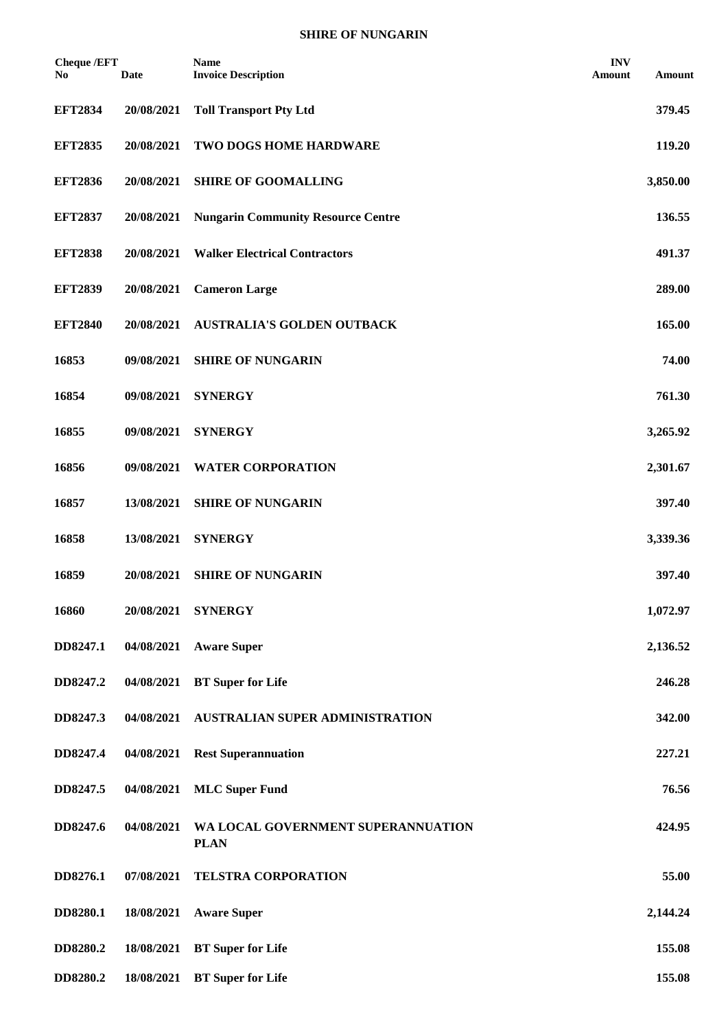**SHIRE OF NUNGARIN**

| Cheque /EFT No | Date | Name Invoice Description | INV Amount | Amount |
|---|---|---|---|---|
| **EFT2834** | **20/08/2021** | **Toll Transport Pty Ltd** | | **379.45** |
| **EFT2835** | **20/08/2021** | **TWO DOGS HOME HARDWARE** | | **119.20** |
| **EFT2836** | **20/08/2021** | **SHIRE OF GOOMALLING** | | **3,850.00** |
| **EFT2837** | **20/08/2021** | **Nungarin Community Resource Centre** | | **136.55** |
| **EFT2838** | **20/08/2021** | **Walker Electrical Contractors** | | **491.37** |
| **EFT2839** | **20/08/2021** | **Cameron Large** | | **289.00** |
| **EFT2840** | **20/08/2021** | **AUSTRALIA'S GOLDEN OUTBACK** | | **165.00** |
| **16853** | **09/08/2021** | **SHIRE OF NUNGARIN** | | **74.00** |
| **16854** | **09/08/2021** | **SYNERGY** | | **761.30** |
| **16855** | **09/08/2021** | **SYNERGY** | | **3,265.92** |
| **16856** | **09/08/2021** | **WATER CORPORATION** | | **2,301.67** |
| **16857** | **13/08/2021** | **SHIRE OF NUNGARIN** | | **397.40** |
| **16858** | **13/08/2021** | **SYNERGY** | | **3,339.36** |
| **16859** | **20/08/2021** | **SHIRE OF NUNGARIN** | | **397.40** |
| **16860** | **20/08/2021** | **SYNERGY** | | **1,072.97** |
| **DD8247.1** | **04/08/2021** | **Aware Super** | | **2,136.52** |
| **DD8247.2** | **04/08/2021** | **BT Super for Life** | | **246.28** |
| **DD8247.3** | **04/08/2021** | **AUSTRALIAN SUPER ADMINISTRATION** | | **342.00** |
| **DD8247.4** | **04/08/2021** | **Rest Superannuation** | | **227.21** |
| **DD8247.5** | **04/08/2021** | **MLC Super Fund** | | **76.56** |
| **DD8247.6** | **04/08/2021** | **WA LOCAL GOVERNMENT SUPERANNUATION PLAN** | | **424.95** |
| **DD8276.1** | **07/08/2021** | **TELSTRA CORPORATION** | | **55.00** |
| **DD8280.1** | **18/08/2021** | **Aware Super** | | **2,144.24** |
| **DD8280.2** | **18/08/2021** | **BT Super for Life** | | **155.08** |
| **DD8280.2** | **18/08/2021** | **BT Super for Life** | | **155.08** |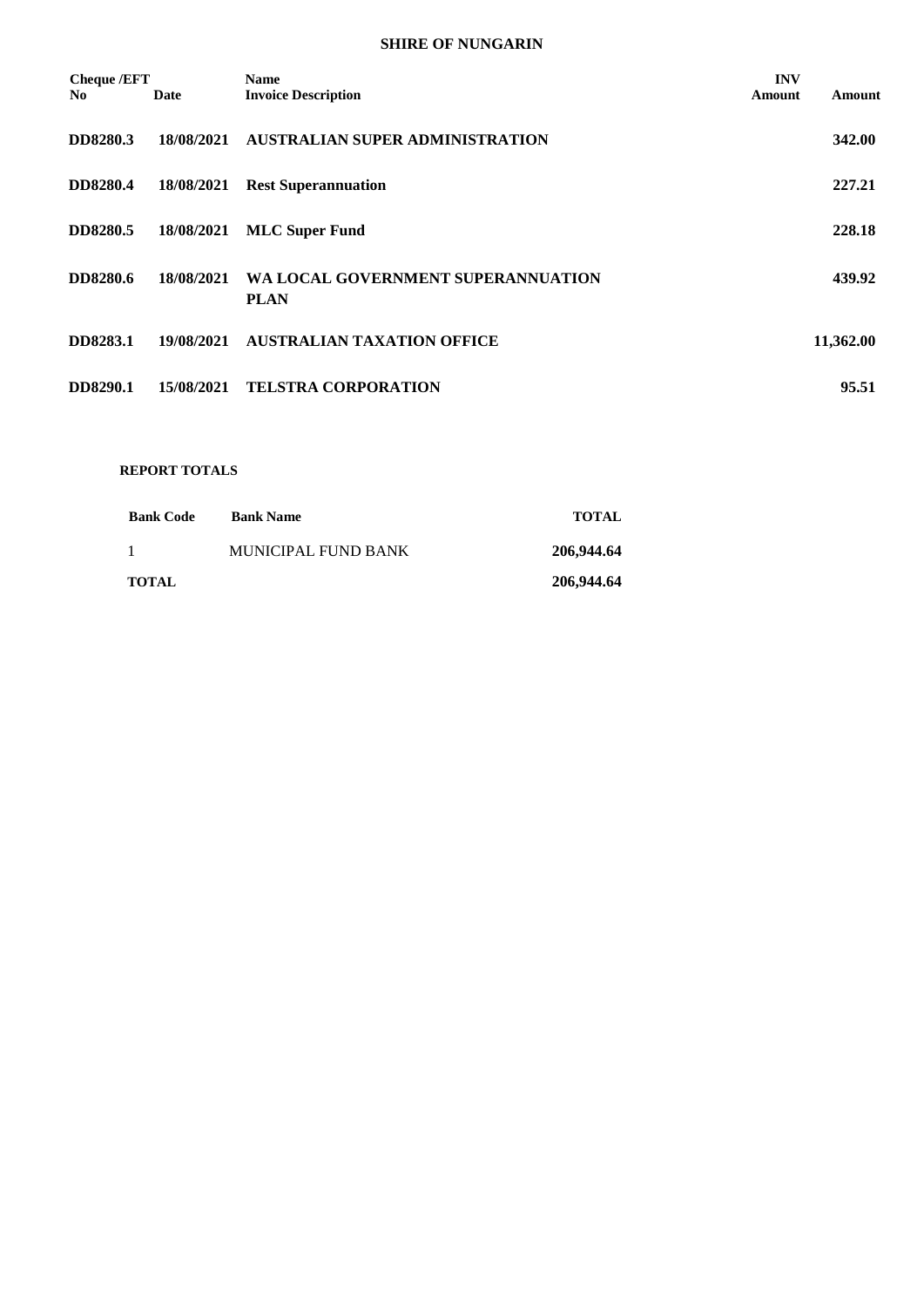**SHIRE OF NUNGARIN**

| Cheque /EFT No | Date | Name<br>Invoice Description | INV Amount | Amount |
|---|---|---|---|---|
| **DD8280.3** | **18/08/2021** | **AUSTRALIAN SUPER ADMINISTRATION** | | **342.00** |
| **DD8280.4** | **18/08/2021** | **Rest Superannuation** | | **227.21** |
| **DD8280.5** | **18/08/2021** | **MLC Super Fund** | | **228.18** |
| **DD8280.6** | **18/08/2021** | **WA LOCAL GOVERNMENT SUPERANNUATION PLAN** | | **439.92** |
| **DD8283.1** | **19/08/2021** | **AUSTRALIAN TAXATION OFFICE** | | **11,362.00** |
| **DD8290.1** | **15/08/2021** | **TELSTRA CORPORATION** | | **95.51** |

**REPORT TOTALS**

| Bank Code | Bank Name | TOTAL |
|---|---|---|
| 1 | MUNICIPAL FUND BANK | **206,944.64** |
| **TOTAL** | | **206,944.64** |